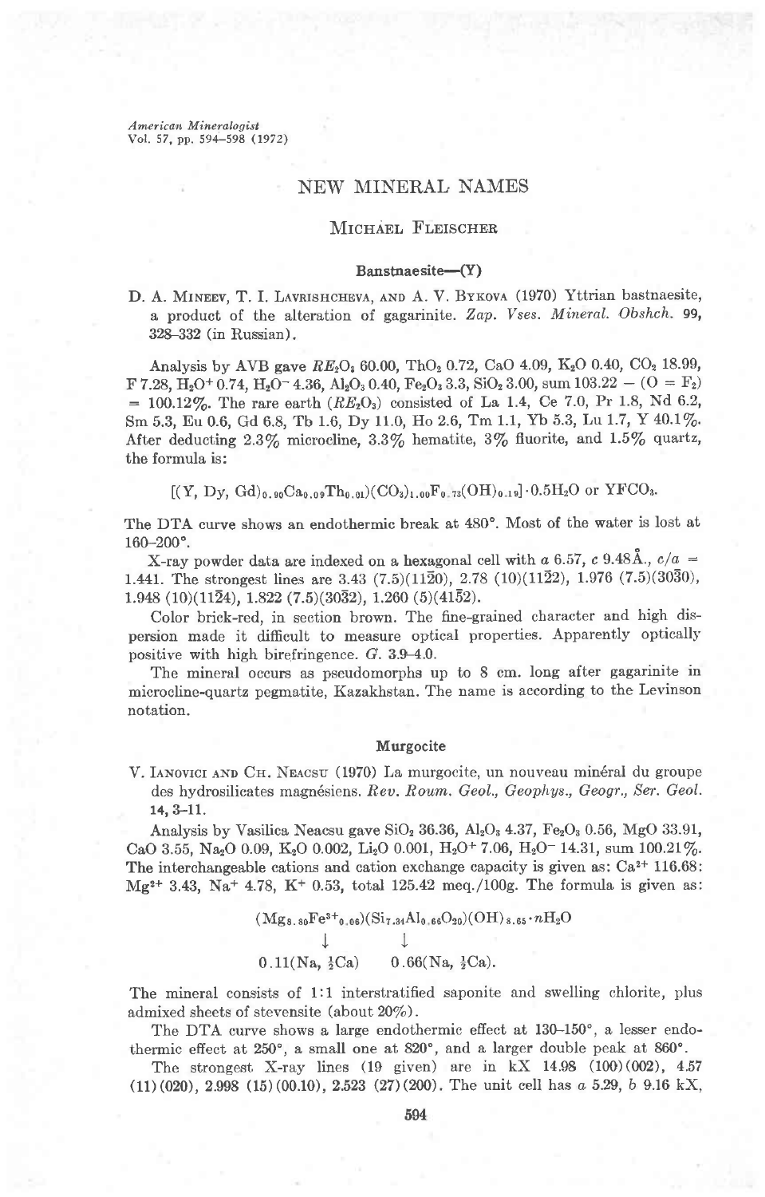# NEW MINERAL NAMES

MICHAEL FLEISCHER

### Banstnaesite—(Y)

D. A. MINEEV, T. I. LAVRISHCHEVA, AND A. V. BYKOVA (1970) Yttrian bastnaesite, a product of the alteration of gagarinite. *Zap. Vses. Mineral. Obshch.* **99**, 328–332 (in Russian).

Analysis by AVB gave $RE_2O_3$ 60.00, $ThO_2$ 0.72, CaO 4.09, $K_2O$ 0.40, $CO_2$ 18.99, F 7.28, $H_2O^+$ 0.74, $H_2O^-$ 4.36, $Al_2O_3$ 0.40, $Fe_2O_3$ 3.3, $SiO_2$ 3.00, sum 103.22 − (O = $F_2$) = 100.12%. The rare earth ($RE_2O_3$) consisted of La 1.4, Ce 7.0, Pr 1.8, Nd 6.2, Sm 5.3, Eu 0.6, Gd 6.8, Tb 1.6, Dy 11.0, Ho 2.6, Tm 1.1, Yb 5.3, Lu 1.7, Y 40.1%. After deducting 2.3% microcline, 3.3% hematite, 3% fluorite, and 1.5% quartz, the formula is:

$$[(Y, Dy, Gd)_{0.90}Ca_{0.09}Th_{0.01})(CO_3)_{1.00}F_{0.73}(OH)_{0.19}]\cdot 0.5H_2O \text{ or } YFCO_3.$$

The DTA curve shows an endothermic break at 480°. Most of the water is lost at 160–200°.

X-ray powder data are indexed on a hexagonal cell with *a* 6.57, *c* 9.48Å., *c/a* = 1.441. The strongest lines are 3.43 (7.5)(11$\bar{2}$0), 2.78 (10)(11$\bar{2}$2), 1.976 (7.5)(30$\bar{3}$0), 1.948 (10)(11$\bar{2}$4), 1.822 (7.5)(30$\bar{3}$2), 1.260 (5)(41$\bar{5}$2).

Color brick-red, in section brown. The fine-grained character and high dispersion made it difficult to measure optical properties. Apparently optically positive with high birefringence. *G.* 3.9–4.0.

The mineral occurs as pseudomorphs up to 8 cm. long after gagarinite in microcline-quartz pegmatite, Kazakhstan. The name is according to the Levinson notation.

### Murgocite

V. IANOVICI AND CH. NEACSU (1970) La murgocite, un nouveau minéral du groupe des hydrosilicates magnésiens. *Rev. Roum. Geol., Geophys., Geogr., Ser. Geol.* **14**, 3–11.

Analysis by Vasilica Neacsu gave $SiO_2$ 36.36, $Al_2O_3$ 4.37, $Fe_2O_3$ 0.56, MgO 33.91, CaO 3.55, $Na_2O$ 0.09, $K_2O$ 0.002, $Li_2O$ 0.001, $H_2O^+$ 7.06, $H_2O^-$ 14.31, sum 100.21%. The interchangeable cations and cation exchange capacity is given as: $Ca^{2+}$ 116.68: $Mg^{2+}$ 3.43, $Na^+$ 4.78, $K^+$ 0.53, total 125.42 meq./100g. The formula is given as:

$$(Mg_{8.80}Fe^{3+}_{0.06})(Si_{7.34}Al_{0.66}O_{20})(OH)_{8.65}\cdot nH_2O$$

$$\downarrow \qquad\qquad \downarrow$$

$$0.11(Na, \tfrac{1}{2}Ca) \qquad 0.66(Na, \tfrac{1}{2}Ca).$$

The mineral consists of 1:1 interstratified saponite and swelling chlorite, plus admixed sheets of stevensite (about 20%).

The DTA curve shows a large endothermic effect at 130–150°, a lesser endothermic effect at 250°, a small one at 820°, and a larger double peak at 860°.

The strongest X-ray lines (19 given) are in kX 14.98 (100)(002), 4.57 (11)(020), 2.998 (15)(00.10), 2.523 (27)(200). The unit cell has *a* 5.29, *b* 9.16 kX,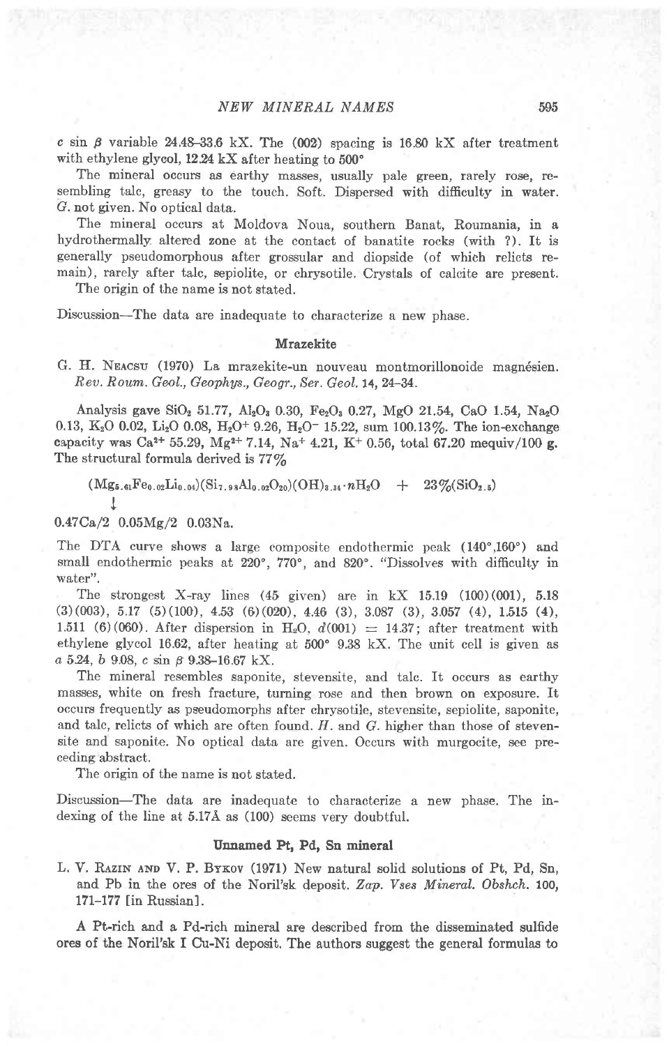$c \sin \beta$ variable 24.48–33.6 kX. The (002) spacing is 16.80 kX after treatment with ethylene glycol, 12.24 kX after heating to 500°

The mineral occurs as earthy masses, usually pale green, rarely rose, resembling talc, greasy to the touch. Soft. Dispersed with difficulty in water. *G.* not given. No optical data.

The mineral occurs at Moldova Noua, southern Banat, Roumania, in a hydrothermally altered zone at the contact of banatite rocks (with ?). It is generally pseudomorphous after grossular and diopside (of which relicts remain), rarely after talc, sepiolite, or chrysotile. Crystals of calcite are present.

The origin of the name is not stated.

Discussion—The data are inadequate to characterize a new phase.

### Mrazekite

G. H. Neacsu (1970) La mrazekite-un nouveau montmorillonoide magnésien. *Rev. Roum. Geol., Geophys., Geogr., Ser. Geol.* **14**, 24–34.

Analysis gave $SiO_2$ 51.77, $Al_2O_3$ 0.30, $Fe_2O_3$ 0.27, MgO 21.54, CaO 1.54, $Na_2O$ 0.13, $K_2O$ 0.02, $Li_2O$ 0.08, $H_2O^+$ 9.26, $H_2O^-$ 15.22, sum 100.13%. The ion-exchange capacity was $Ca^{2+}$ 55.29, $Mg^{2+}$ 7.14, $Na^+$ 4.21, $K^+$ 0.56, total 67.20 mequiv/100 g. The structural formula derived is 77%

$$(Mg_{5.61}Fe_{0.02}Li_{0.04})(Si_{7.98}Al_{0.02}O_{20})(OH)_{3.34}\cdot nH_2O \quad + \quad 23\%(SiO_{2.5})$$
$$\downarrow$$

0.47Ca/2 0.05Mg/2 0.03Na.

The DTA curve shows a large composite endothermic peak (140°,160°) and small endothermic peaks at 220°, 770°, and 820°. "Dissolves with difficulty in water".

The strongest X-ray lines (45 given) are in kX 15.19 (100)(001), 5.18 (3)(003), 5.17 (5)(100), 4.53 (6)(020), 4.46 (3), 3.087 (3), 3.057 (4), 1.515 (4), 1.511 (6)(060). After dispersion in $H_2O$, $d(001) = 14.37$; after treatment with ethylene glycol 16.62, after heating at 500° 9.38 kX. The unit cell is given as $a$ 5.24, $b$ 9.08, $c \sin \beta$ 9.38–16.67 kX.

The mineral resembles saponite, stevensite, and talc. It occurs as earthy masses, white on fresh fracture, turning rose and then brown on exposure. It occurs frequently as pseudomorphs after chrysotile, stevensite, sepiolite, saponite, and talc, relicts of which are often found. *H.* and *G.* higher than those of stevensite and saponite. No optical data are given. Occurs with murgocite, see preceding abstract.

The origin of the name is not stated.

Discussion—The data are inadequate to characterize a new phase. The indexing of the line at 5.17Å as (100) seems very doubtful.

### Unnamed Pt, Pd, Sn mineral

L. V. Razin and V. P. Bykov (1971) New natural solid solutions of Pt, Pd, Sn, and Pb in the ores of the Noril'sk deposit. *Zap. Vses Mineral. Obshch.* **100**, 171–177 [in Russian].

A Pt-rich and a Pd-rich mineral are described from the disseminated sulfide ores of the Noril'sk I Cu-Ni deposit. The authors suggest the general formulas to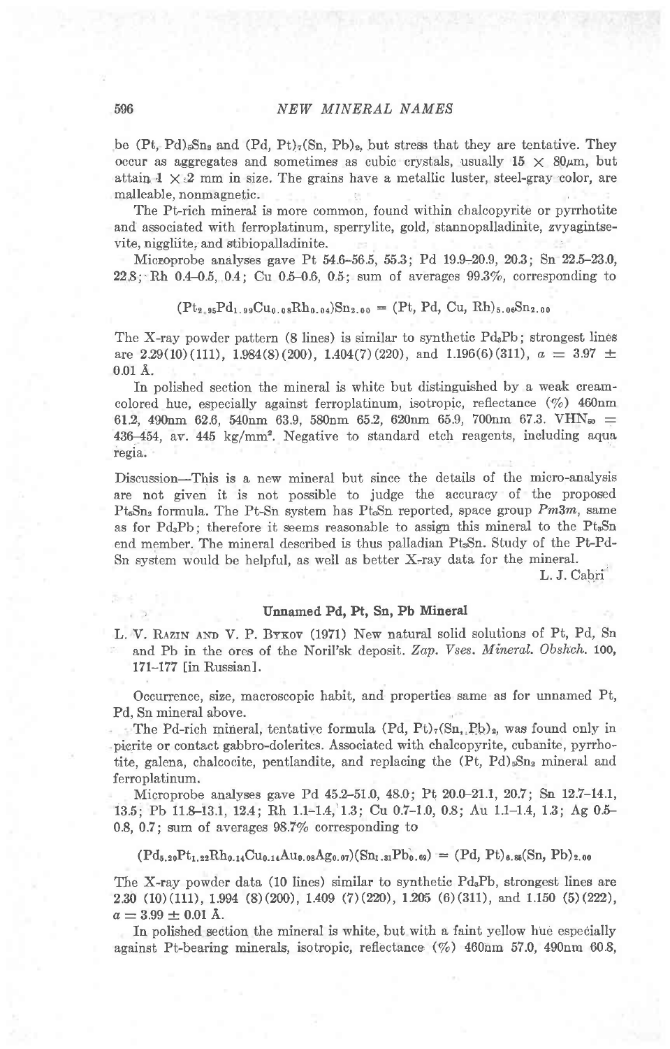be $(Pt, Pd)_5Sn_2$ and $(Pd, Pt)_7(Sn, Pb)_2$, but stress that they are tentative. They occur as aggregates and sometimes as cubic crystals, usually 15 × 80μm, but attain 1 × 2 mm in size. The grains have a metallic luster, steel-gray color, are malleable, nonmagnetic.

The Pt-rich mineral is more common, found within chalcopyrite or pyrrhotite and associated with ferroplatinum, sperrylite, gold, stannopalladinite, zvyagintsevite, niggliite, and stibiopalladinite.

Microprobe analyses gave Pt 54.6–56.5, 55.3; Pd 19.9–20.9, 20.3; Sn 22.5–23.0, 22.8; Rh 0.4–0.5, 0.4; Cu 0.5–0.6, 0.5; sum of averages 99.3%, corresponding to

$$(Pt_{2.95}Pd_{1.99}Cu_{0.08}Rh_{0.04})Sn_{2.00} = (Pt, Pd, Cu, Rh)_{5.06}Sn_{2.00}$$

The X-ray powder pattern (8 lines) is similar to synthetic $Pd_3Pb$; strongest lines are 2.29(10)(111), 1.984(8)(200), 1.404(7)(220), and 1.196(6)(311), $a = 3.97 \pm 0.01$ Å.

In polished section the mineral is white but distinguished by a weak cream-colored hue, especially against ferroplatinum, isotropic, reflectance (%) 460nm 61.2, 490nm 62.6, 540nm 63.9, 580nm 65.2, 620nm 65.9, 700nm 67.3. $VHN_{50}$ = 436–454, av. 445 kg/mm². Negative to standard etch reagents, including aqua regia.

Discussion—This is a new mineral but since the details of the micro-analysis are not given it is not possible to judge the accuracy of the proposed $Pt_5Sn_2$ formula. The Pt-Sn system has $Pt_3Sn$ reported, space group *Pm3m*, same as for $Pd_3Pb$; therefore it seems reasonable to assign this mineral to the $Pt_3Sn$ end member. The mineral described is thus palladian $Pt_3Sn$. Study of the Pt-Pd-Sn system would be helpful, as well as better X-ray data for the mineral.

L. J. Cabri

### Unnamed Pd, Pt, Sn, Pb Mineral

L. V. Razin and V. P. Bykov (1971) New natural solid solutions of Pt, Pd, Sn and Pb in the ores of the Noril'sk deposit. *Zap. Vses. Mineral. Obshch.* **100**, 171–177 [in Russian].

Occurrence, size, macroscopic habit, and properties same as for unnamed Pt, Pd, Sn mineral above.

The Pd-rich mineral, tentative formula $(Pd, Pt)_7(Sn, Pb)_2$, was found only in picrite or contact gabbro-dolerites. Associated with chalcopyrite, cubanite, pyrrhotite, galena, chalcocite, pentlandite, and replacing the $(Pt, Pd)_5Sn_2$ mineral and ferroplatinum.

Microprobe analyses gave Pd 45.2–51.0, 48.0; Pt 20.0–21.1, 20.7; Sn 12.7–14.1, 13.5; Pb 11.8–13.1, 12.4; Rh 1.1–1.4, 1.3; Cu 0.7–1.0, 0.8; Au 1.1–1.4, 1.3; Ag 0.5–0.8, 0.7; sum of averages 98.7% corresponding to

$$(Pd_{5.20}Pt_{1.22}Rh_{0.14}Cu_{0.14}Au_{0.08}Ag_{0.07})(Sn_{1.31}Pb_{0.69}) = (Pd, Pt)_{6.85}(Sn, Pb)_{2.00}$$

The X-ray powder data (10 lines) similar to synthetic $Pd_3Pb$, strongest lines are 2.30 (10)(111), 1.994 (8)(200), 1.409 (7)(220), 1.205 (6)(311), and 1.150 (5)(222), $a = 3.99 \pm 0.01$ Å.

In polished section the mineral is white, but with a faint yellow hue especially against Pt-bearing minerals, isotropic, reflectance (%) 460nm 57.0, 490nm 60.8,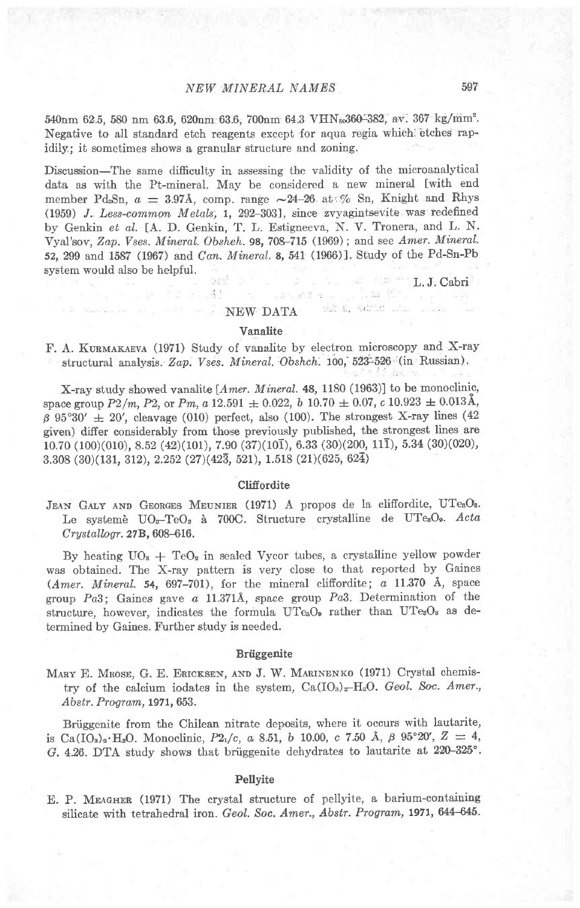540nm 62.5, 580 nm 63.6, 620nm 63.6, 700nm 64.3 $VHN_{50}$360–382, av. 367 kg/mm$^2$. Negative to all standard etch reagents except for aqua regia which etches rapidily; it sometimes shows a granular structure and zoning.

Discussion—The same difficulty in assessing the validity of the microanalytical data as with the Pt-mineral. May be considered a new mineral [with end member $Pd_3Sn$, $a$ = 3.97Å, comp. range ~24–26 at.% Sn, Knight and Rhys (1959) *J. Less-common Metals*, **1**, 292–303], since zvyagintsevite was redefined by Genkin *et al.* [A. D. Genkin, T. L. Estigneeva, N. V. Tronera, and L. N. Vyal'sov, *Zap. Vses. Mineral. Obsheh.* **98**, 708–715 (1969); and see *Amer. Mineral.* **52**, 299 and 1587 (1967) and *Can. Mineral.* **8**, 541 (1966)]. Study of the Pd-Sn-Pb system would also be helpful.

L. J. Cabri

## NEW DATA

### Vanalite

F. A. Kurmakaeva (1971) Study of vanalite by electron microscopy and X-ray structural analysis. *Zap. Vses. Mineral. Obshch.* 100, 523–526 (in Russian).

X-ray study showed vanalite [*Amer. Mineral.* **48**, 1180 (1963)] to be monoclinic, space group $P2/m$, $P2$, or $Pm$, $a$ 12.591 ± 0.022, $b$ 10.70 ± 0.07, $c$ 10.923 ± 0.013Å, $\beta$ 95°30′ ± 20′, cleavage (010) perfect, also (100). The strongest X-ray lines (42 given) differ considerably from those previously published, the strongest lines are 10.70 (100)(010), 8.52 (42)(101), 7.90 (37)($10\bar{1}$), 6.33 (30)(200, $11\bar{1}$), 5.34 (30)(020), 3.308 (30)(131, 312), 2.252 (27)($42\bar{3}$, 521), 1.518 (21)(625, $62\bar{4}$)

### Cliffordite

Jean Galy and Georges Meunier (1971) A propos de la cliffordite, $UTe_3O_8$. Le systemè $UO_3$–$TeO_2$ à 700C. Structure crystalline de $UTe_3O_9$. *Acta Crystallogr.* **27B**, 608–616.

By heating $UO_3$ + $TeO_2$ in sealed Vycor tubes, a crystalline yellow powder was obtained. The X-ray pattern is very close to that reported by Gaines (*Amer. Mineral.* **54**, 697–701), for the mineral cliffordite; $a$ 11.370 Å, space group $Pa3$; Gaines gave $a$ 11.371Å, space group $Pa3$. Determination of the structure, however, indicates the formula $UTe_3O_9$ rather than $UTe_3O_8$ as determined by Gaines. Further study is needed.

### Brüggenite

Mary E. Mrose, G. E. Ericksen, and J. W. Marinenko (1971) Crystal chemistry of the calcium iodates in the system, $Ca(IO_3)_2$–$H_2O$. *Geol. Soc. Amer., Abstr. Program*, **1971**, 653.

Brüggenite from the Chilean nitrate deposits, where it occurs with lautarite, is $Ca(IO_3)_2 \cdot H_2O$. Monoclinic, $P2_1/c$, $a$ 8.51, $b$ 10.00, $c$ 7.50 Å, $\beta$ 95°20′, $Z$ = 4, $G$. 4.26. DTA study shows that brüggenite dehydrates to lautarite at 220–325°.

### Pellyite

E. P. Meagher (1971) The crystal structure of pellyite, a barium-containing silicate with tetrahedral iron. *Geol. Soc. Amer., Abstr. Program*, **1971**, 644–645.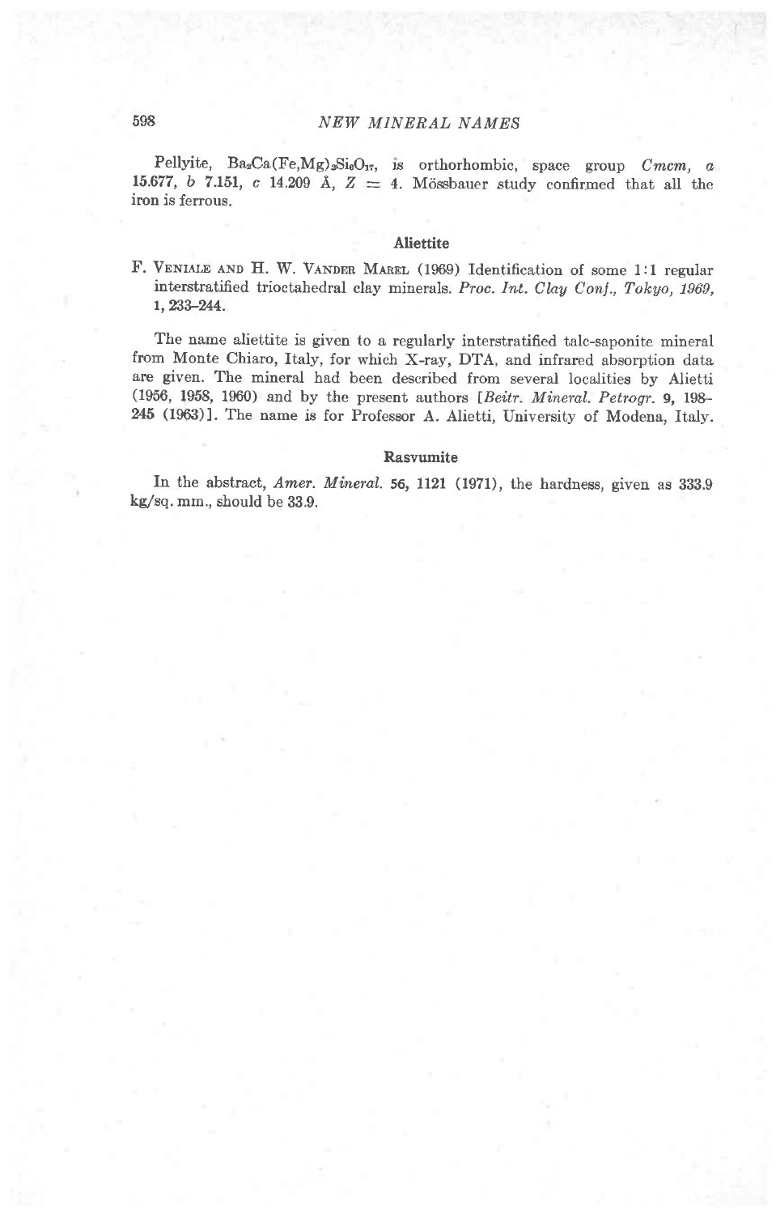Pellyite, $Ba_2Ca(Fe,Mg)_2Si_6O_{17}$, is orthorhombic, space group *Cmcm*, *a* 15.677, *b* 7.151, *c* 14.209 Å, $Z = 4$. Mössbauer study confirmed that all the iron is ferrous.

## Aliettite

F. Veniale and H. W. Vander Marel (1969) Identification of some 1:1 regular interstratified trioctahedral clay minerals. *Proc. Int. Clay Conf., Tokyo, 1969,* **1,** 233–244.

The name aliettite is given to a regularly interstratified talc-saponite mineral from Monte Chiaro, Italy, for which X-ray, DTA, and infrared absorption data are given. The mineral had been described from several localities by Alietti (1956, 1958, 1960) and by the present authors [*Beitr. Mineral. Petrogr.* **9,** 198–245 (1963)]. The name is for Professor A. Alietti, University of Modena, Italy.

## Rasvumite

In the abstract, *Amer. Mineral.* **56,** 1121 (1971), the hardness, given as 333.9 kg/sq. mm., should be 33.9.